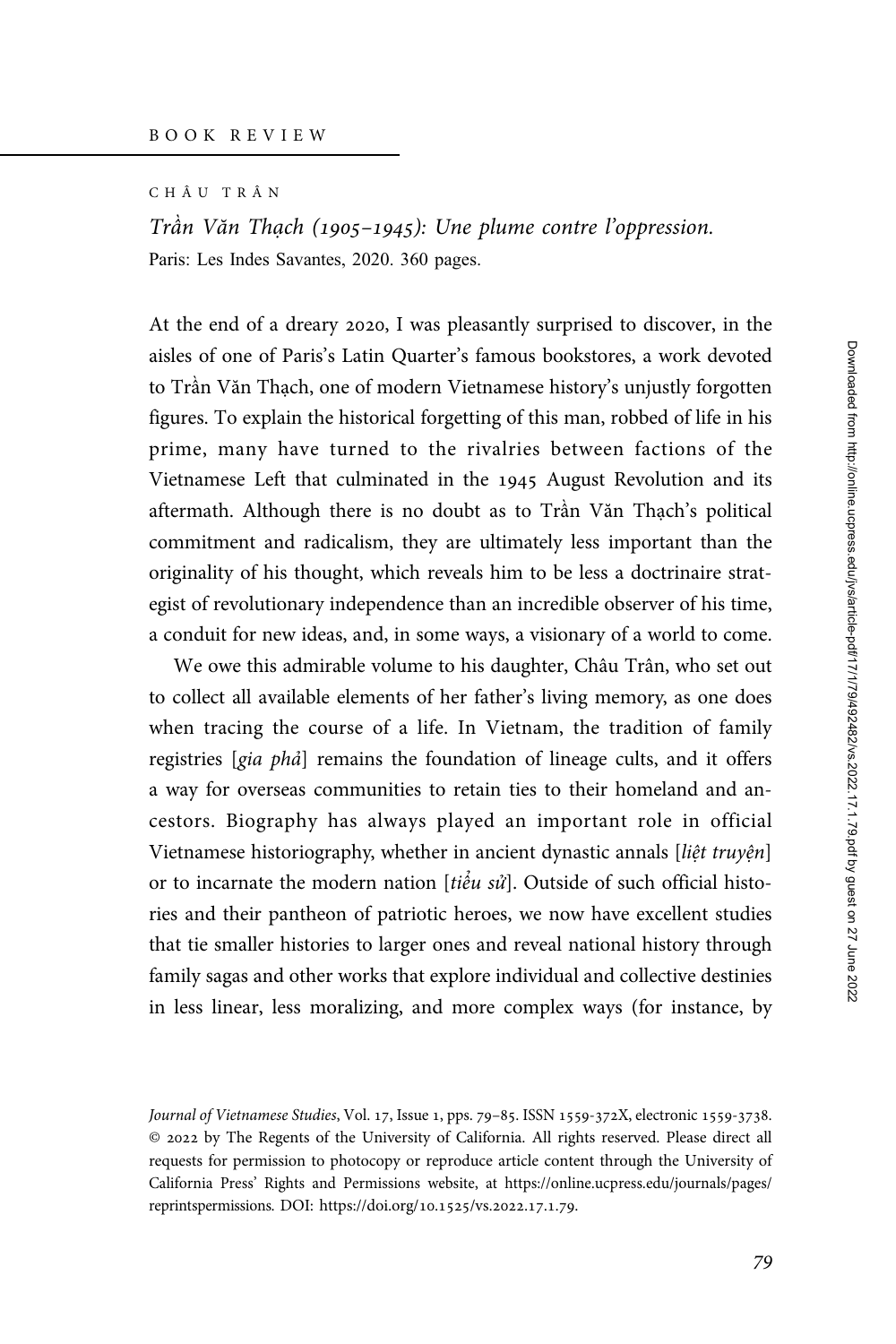BOOK REVIEW

CHÂU TRÂN

*Trần Văn Thạch (1905–1945): Une plume contre l'oppression.*
Paris: Les Indes Savantes, 2020. 360 pages.

At the end of a dreary 2020, I was pleasantly surprised to discover, in the aisles of one of Paris's Latin Quarter's famous bookstores, a work devoted to Trần Văn Thạch, one of modern Vietnamese history's unjustly forgotten figures. To explain the historical forgetting of this man, robbed of life in his prime, many have turned to the rivalries between factions of the Vietnamese Left that culminated in the 1945 August Revolution and its aftermath. Although there is no doubt as to Trần Văn Thạch's political commitment and radicalism, they are ultimately less important than the originality of his thought, which reveals him to be less a doctrinaire strategist of revolutionary independence than an incredible observer of his time, a conduit for new ideas, and, in some ways, a visionary of a world to come.

We owe this admirable volume to his daughter, Châu Trân, who set out to collect all available elements of her father's living memory, as one does when tracing the course of a life. In Vietnam, the tradition of family registries [*gia phả*] remains the foundation of lineage cults, and it offers a way for overseas communities to retain ties to their homeland and ancestors. Biography has always played an important role in official Vietnamese historiography, whether in ancient dynastic annals [*liệt truyện*] or to incarnate the modern nation [*tiểu sử*]. Outside of such official histories and their pantheon of patriotic heroes, we now have excellent studies that tie smaller histories to larger ones and reveal national history through family sagas and other works that explore individual and collective destinies in less linear, less moralizing, and more complex ways (for instance, by

*Journal of Vietnamese Studies*, Vol. 17, Issue 1, pps. 79–85. ISSN 1559-372X, electronic 1559-3738. © 2022 by The Regents of the University of California. All rights reserved. Please direct all requests for permission to photocopy or reproduce article content through the University of California Press' Rights and Permissions website, at https://online.ucpress.edu/journals/pages/reprintspermissions. DOI: https://doi.org/10.1525/vs.2022.17.1.79.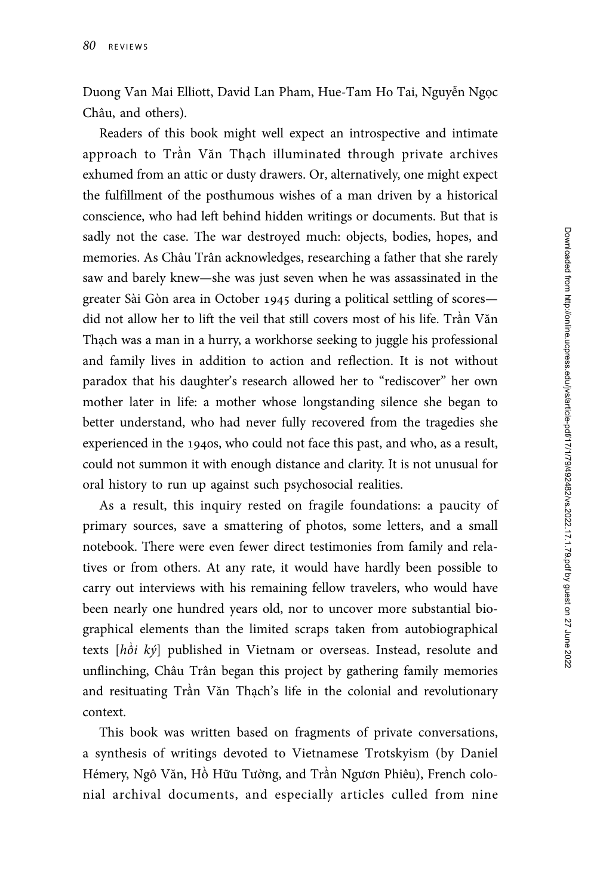Duong Van Mai Elliott, David Lan Pham, Hue-Tam Ho Tai, Nguyễn Ngọc Châu, and others).

Readers of this book might well expect an introspective and intimate approach to Trần Văn Thạch illuminated through private archives exhumed from an attic or dusty drawers. Or, alternatively, one might expect the fulfillment of the posthumous wishes of a man driven by a historical conscience, who had left behind hidden writings or documents. But that is sadly not the case. The war destroyed much: objects, bodies, hopes, and memories. As Châu Trân acknowledges, researching a father that she rarely saw and barely knew—she was just seven when he was assassinated in the greater Sài Gòn area in October 1945 during a political settling of scores—did not allow her to lift the veil that still covers most of his life. Trần Văn Thạch was a man in a hurry, a workhorse seeking to juggle his professional and family lives in addition to action and reflection. It is not without paradox that his daughter's research allowed her to "rediscover" her own mother later in life: a mother whose longstanding silence she began to better understand, who had never fully recovered from the tragedies she experienced in the 1940s, who could not face this past, and who, as a result, could not summon it with enough distance and clarity. It is not unusual for oral history to run up against such psychosocial realities.

As a result, this inquiry rested on fragile foundations: a paucity of primary sources, save a smattering of photos, some letters, and a small notebook. There were even fewer direct testimonies from family and relatives or from others. At any rate, it would have hardly been possible to carry out interviews with his remaining fellow travelers, who would have been nearly one hundred years old, nor to uncover more substantial biographical elements than the limited scraps taken from autobiographical texts [*hồi ký*] published in Vietnam or overseas. Instead, resolute and unflinching, Châu Trân began this project by gathering family memories and resituating Trần Văn Thạch's life in the colonial and revolutionary context.

This book was written based on fragments of private conversations, a synthesis of writings devoted to Vietnamese Trotskyism (by Daniel Hémery, Ngô Văn, Hồ Hữu Tường, and Trần Ngươn Phiêu), French colonial archival documents, and especially articles culled from nine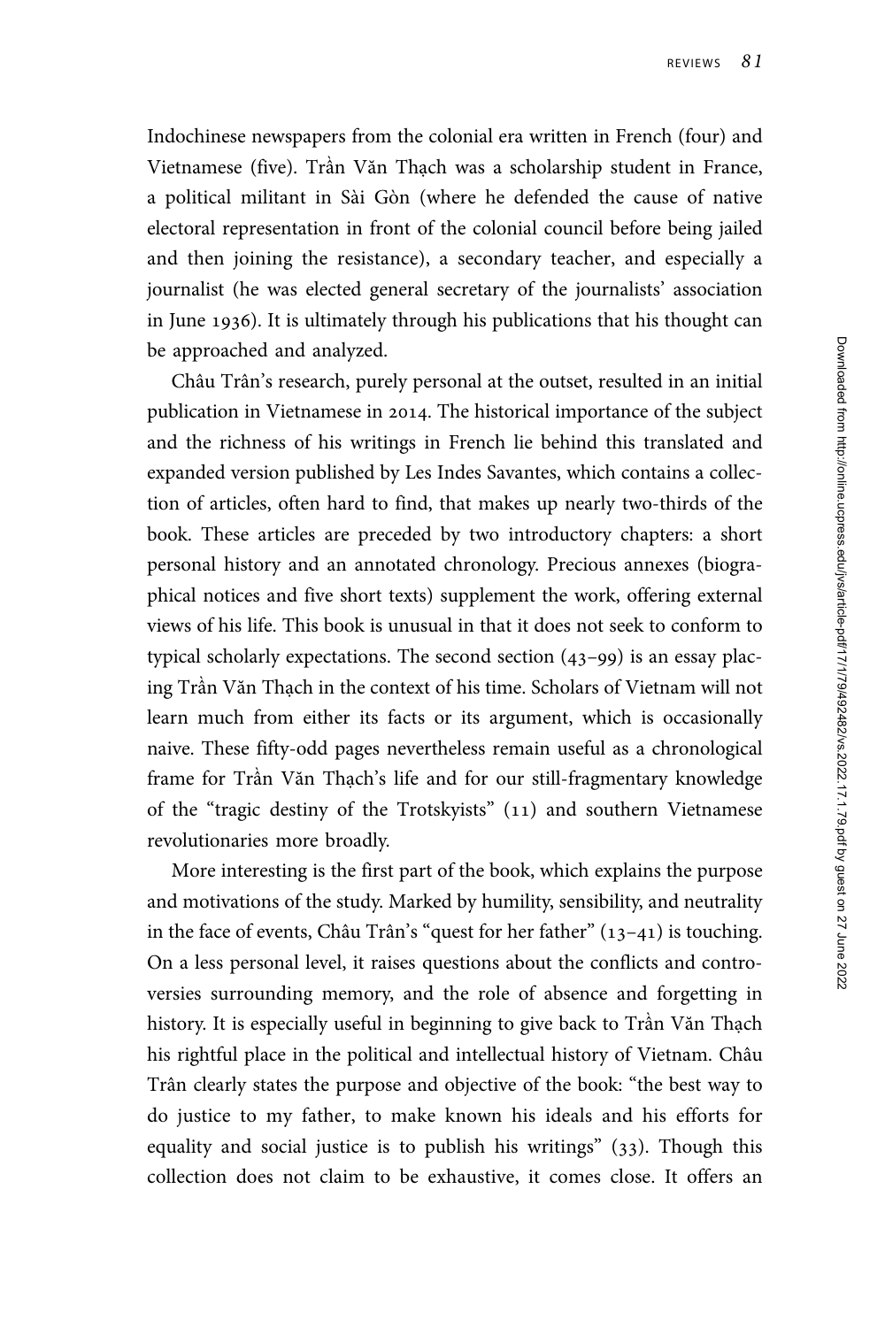Indochinese newspapers from the colonial era written in French (four) and Vietnamese (five). Trần Văn Thạch was a scholarship student in France, a political militant in Sài Gòn (where he defended the cause of native electoral representation in front of the colonial council before being jailed and then joining the resistance), a secondary teacher, and especially a journalist (he was elected general secretary of the journalists' association in June 1936). It is ultimately through his publications that his thought can be approached and analyzed.

Châu Trân's research, purely personal at the outset, resulted in an initial publication in Vietnamese in 2014. The historical importance of the subject and the richness of his writings in French lie behind this translated and expanded version published by Les Indes Savantes, which contains a collection of articles, often hard to find, that makes up nearly two-thirds of the book. These articles are preceded by two introductory chapters: a short personal history and an annotated chronology. Precious annexes (biographical notices and five short texts) supplement the work, offering external views of his life. This book is unusual in that it does not seek to conform to typical scholarly expectations. The second section (43–99) is an essay placing Trần Văn Thạch in the context of his time. Scholars of Vietnam will not learn much from either its facts or its argument, which is occasionally naive. These fifty-odd pages nevertheless remain useful as a chronological frame for Trần Văn Thạch's life and for our still-fragmentary knowledge of the "tragic destiny of the Trotskyists" (11) and southern Vietnamese revolutionaries more broadly.

More interesting is the first part of the book, which explains the purpose and motivations of the study. Marked by humility, sensibility, and neutrality in the face of events, Châu Trân's "quest for her father" (13–41) is touching. On a less personal level, it raises questions about the conflicts and controversies surrounding memory, and the role of absence and forgetting in history. It is especially useful in beginning to give back to Trần Văn Thạch his rightful place in the political and intellectual history of Vietnam. Châu Trân clearly states the purpose and objective of the book: "the best way to do justice to my father, to make known his ideals and his efforts for equality and social justice is to publish his writings" (33). Though this collection does not claim to be exhaustive, it comes close. It offers an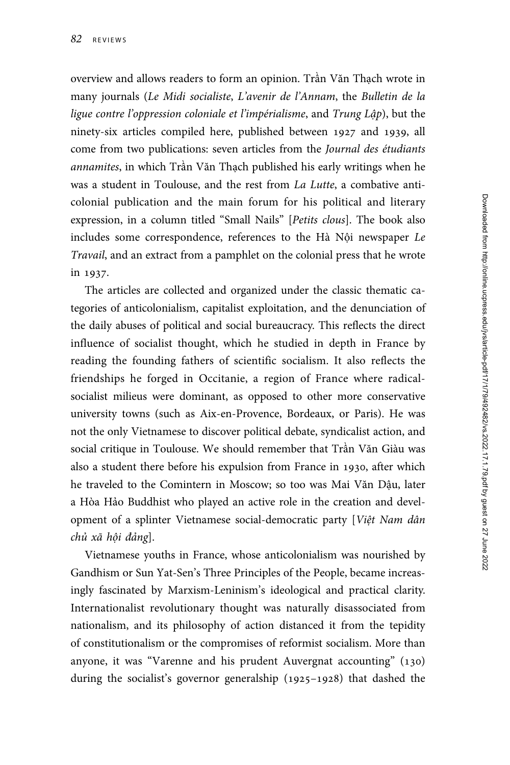overview and allows readers to form an opinion. Trần Văn Thạch wrote in many journals (*Le Midi socialiste*, *L'avenir de l'Annam*, the *Bulletin de la ligue contre l'oppression coloniale et l'impérialisme*, and *Trung Lập*), but the ninety-six articles compiled here, published between 1927 and 1939, all come from two publications: seven articles from the *Journal des étudiants annamites*, in which Trần Văn Thạch published his early writings when he was a student in Toulouse, and the rest from *La Lutte*, a combative anticolonial publication and the main forum for his political and literary expression, in a column titled "Small Nails" [*Petits clous*]. The book also includes some correspondence, references to the Hà Nội newspaper *Le Travail*, and an extract from a pamphlet on the colonial press that he wrote in 1937.

The articles are collected and organized under the classic thematic categories of anticolonialism, capitalist exploitation, and the denunciation of the daily abuses of political and social bureaucracy. This reflects the direct influence of socialist thought, which he studied in depth in France by reading the founding fathers of scientific socialism. It also reflects the friendships he forged in Occitanie, a region of France where radical-socialist milieus were dominant, as opposed to other more conservative university towns (such as Aix-en-Provence, Bordeaux, or Paris). He was not the only Vietnamese to discover political debate, syndicalist action, and social critique in Toulouse. We should remember that Trần Văn Giàu was also a student there before his expulsion from France in 1930, after which he traveled to the Comintern in Moscow; so too was Mai Văn Dậu, later a Hòa Hảo Buddhist who played an active role in the creation and development of a splinter Vietnamese social-democratic party [*Việt Nam dân chủ xã hội đảng*].

Vietnamese youths in France, whose anticolonialism was nourished by Gandhism or Sun Yat-Sen's Three Principles of the People, became increasingly fascinated by Marxism-Leninism's ideological and practical clarity. Internationalist revolutionary thought was naturally disassociated from nationalism, and its philosophy of action distanced it from the tepidity of constitutionalism or the compromises of reformist socialism. More than anyone, it was "Varenne and his prudent Auvergnat accounting" (130) during the socialist's governor generalship (1925–1928) that dashed the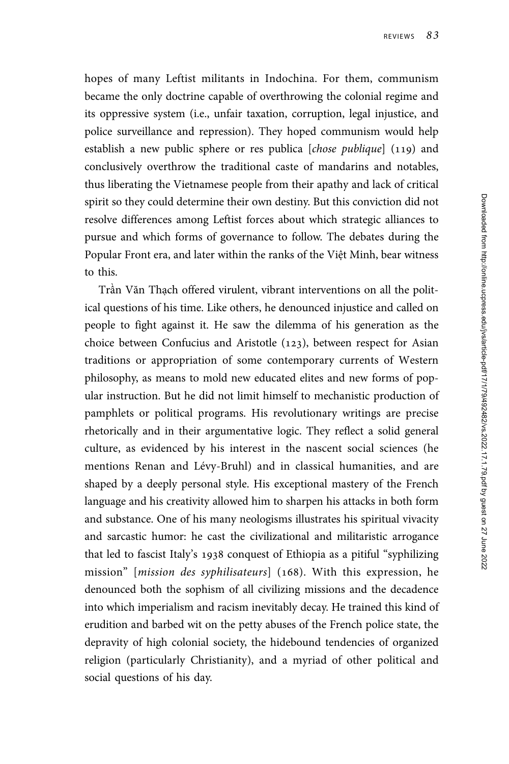hopes of many Leftist militants in Indochina. For them, communism became the only doctrine capable of overthrowing the colonial regime and its oppressive system (i.e., unfair taxation, corruption, legal injustice, and police surveillance and repression). They hoped communism would help establish a new public sphere or res publica [*chose publique*] (119) and conclusively overthrow the traditional caste of mandarins and notables, thus liberating the Vietnamese people from their apathy and lack of critical spirit so they could determine their own destiny. But this conviction did not resolve differences among Leftist forces about which strategic alliances to pursue and which forms of governance to follow. The debates during the Popular Front era, and later within the ranks of the Việt Minh, bear witness to this.

Trần Văn Thạch offered virulent, vibrant interventions on all the political questions of his time. Like others, he denounced injustice and called on people to fight against it. He saw the dilemma of his generation as the choice between Confucius and Aristotle (123), between respect for Asian traditions or appropriation of some contemporary currents of Western philosophy, as means to mold new educated elites and new forms of popular instruction. But he did not limit himself to mechanistic production of pamphlets or political programs. His revolutionary writings are precise rhetorically and in their argumentative logic. They reflect a solid general culture, as evidenced by his interest in the nascent social sciences (he mentions Renan and Lévy-Bruhl) and in classical humanities, and are shaped by a deeply personal style. His exceptional mastery of the French language and his creativity allowed him to sharpen his attacks in both form and substance. One of his many neologisms illustrates his spiritual vivacity and sarcastic humor: he cast the civilizational and militaristic arrogance that led to fascist Italy's 1938 conquest of Ethiopia as a pitiful "syphilizing mission" [*mission des syphilisateurs*] (168). With this expression, he denounced both the sophism of all civilizing missions and the decadence into which imperialism and racism inevitably decay. He trained this kind of erudition and barbed wit on the petty abuses of the French police state, the depravity of high colonial society, the hidebound tendencies of organized religion (particularly Christianity), and a myriad of other political and social questions of his day.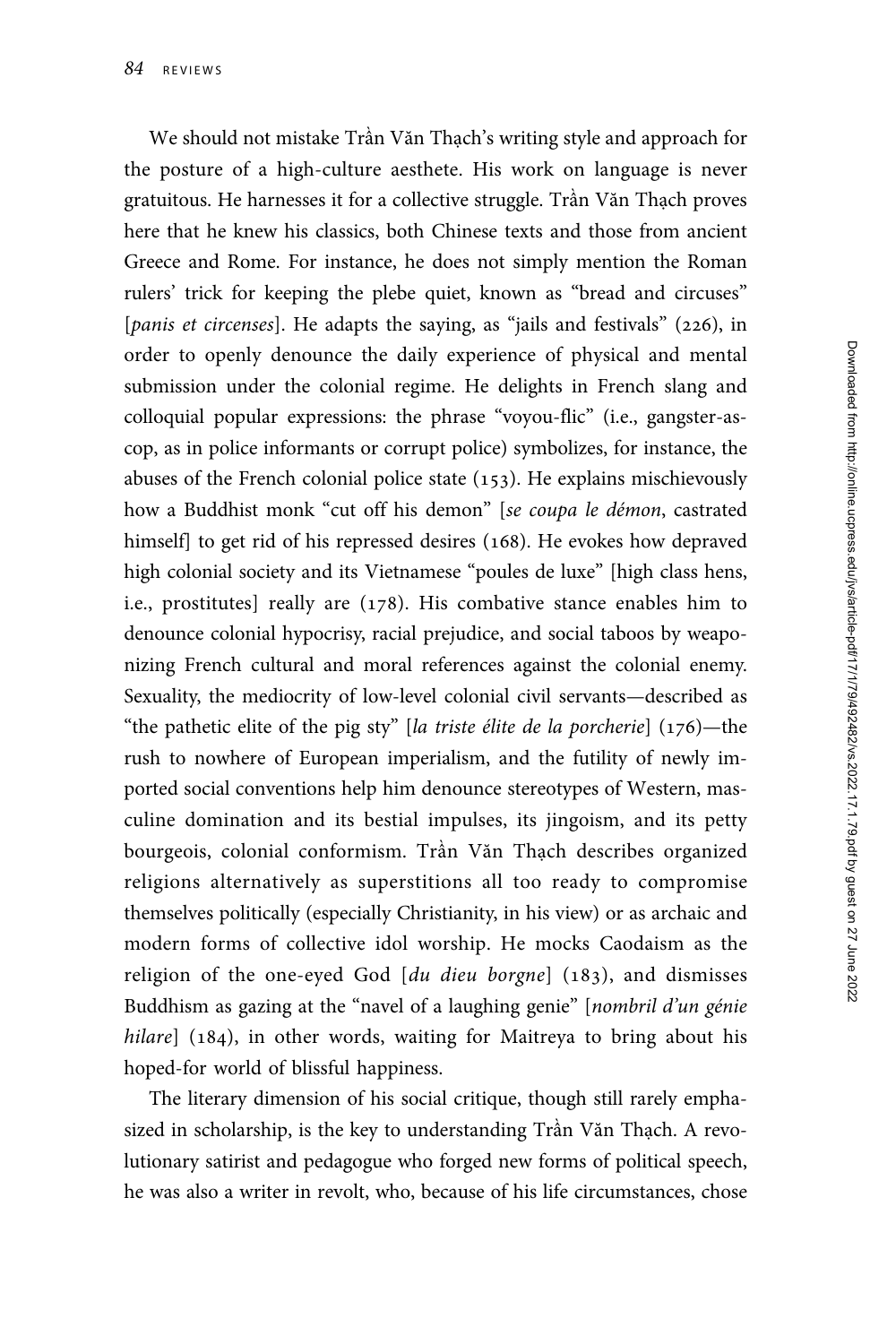We should not mistake Trần Văn Thạch's writing style and approach for the posture of a high-culture aesthete. His work on language is never gratuitous. He harnesses it for a collective struggle. Trần Văn Thạch proves here that he knew his classics, both Chinese texts and those from ancient Greece and Rome. For instance, he does not simply mention the Roman rulers' trick for keeping the plebe quiet, known as "bread and circuses" [*panis et circenses*]. He adapts the saying, as "jails and festivals" (226), in order to openly denounce the daily experience of physical and mental submission under the colonial regime. He delights in French slang and colloquial popular expressions: the phrase "voyou-flic" (i.e., gangster-as-cop, as in police informants or corrupt police) symbolizes, for instance, the abuses of the French colonial police state (153). He explains mischievously how a Buddhist monk "cut off his demon" [*se coupa le démon*, castrated himself] to get rid of his repressed desires (168). He evokes how depraved high colonial society and its Vietnamese "poules de luxe" [high class hens, i.e., prostitutes] really are (178). His combative stance enables him to denounce colonial hypocrisy, racial prejudice, and social taboos by weaponizing French cultural and moral references against the colonial enemy. Sexuality, the mediocrity of low-level colonial civil servants—described as "the pathetic elite of the pig sty" [*la triste élite de la porcherie*] (176)—the rush to nowhere of European imperialism, and the futility of newly imported social conventions help him denounce stereotypes of Western, masculine domination and its bestial impulses, its jingoism, and its petty bourgeois, colonial conformism. Trần Văn Thạch describes organized religions alternatively as superstitions all too ready to compromise themselves politically (especially Christianity, in his view) or as archaic and modern forms of collective idol worship. He mocks Caodaism as the religion of the one-eyed God [*du dieu borgne*] (183), and dismisses Buddhism as gazing at the "navel of a laughing genie" [*nombril d'un génie hilare*] (184), in other words, waiting for Maitreya to bring about his hoped-for world of blissful happiness.

The literary dimension of his social critique, though still rarely emphasized in scholarship, is the key to understanding Trần Văn Thạch. A revolutionary satirist and pedagogue who forged new forms of political speech, he was also a writer in revolt, who, because of his life circumstances, chose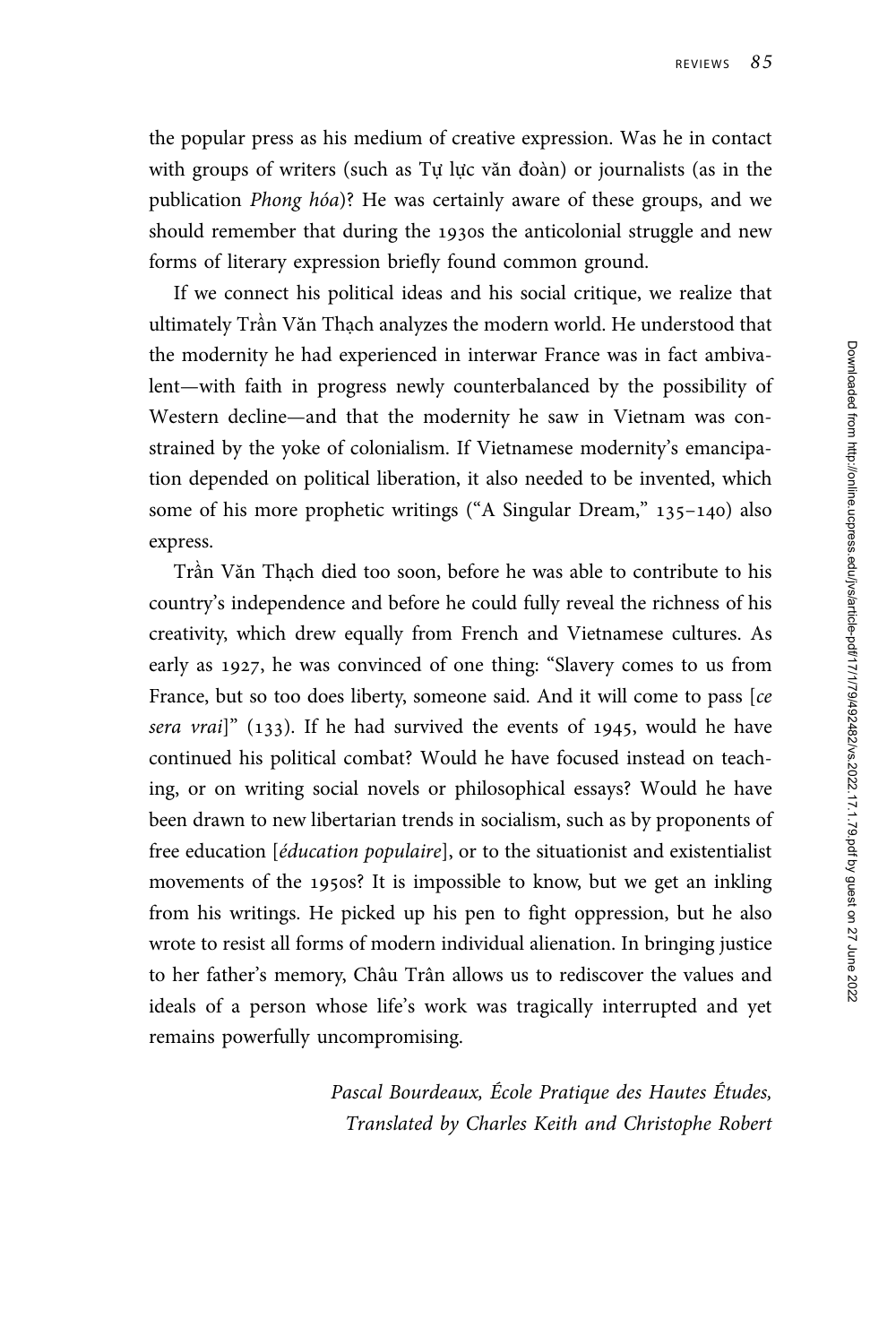the popular press as his medium of creative expression. Was he in contact with groups of writers (such as Tự lực văn đoàn) or journalists (as in the publication *Phong hóa*)? He was certainly aware of these groups, and we should remember that during the 1930s the anticolonial struggle and new forms of literary expression briefly found common ground.

If we connect his political ideas and his social critique, we realize that ultimately Trần Văn Thạch analyzes the modern world. He understood that the modernity he had experienced in interwar France was in fact ambivalent—with faith in progress newly counterbalanced by the possibility of Western decline—and that the modernity he saw in Vietnam was constrained by the yoke of colonialism. If Vietnamese modernity's emancipation depended on political liberation, it also needed to be invented, which some of his more prophetic writings ("A Singular Dream," 135–140) also express.

Trần Văn Thạch died too soon, before he was able to contribute to his country's independence and before he could fully reveal the richness of his creativity, which drew equally from French and Vietnamese cultures. As early as 1927, he was convinced of one thing: "Slavery comes to us from France, but so too does liberty, someone said. And it will come to pass [*ce sera vrai*]" (133). If he had survived the events of 1945, would he have continued his political combat? Would he have focused instead on teaching, or on writing social novels or philosophical essays? Would he have been drawn to new libertarian trends in socialism, such as by proponents of free education [*éducation populaire*], or to the situationist and existentialist movements of the 1950s? It is impossible to know, but we get an inkling from his writings. He picked up his pen to fight oppression, but he also wrote to resist all forms of modern individual alienation. In bringing justice to her father's memory, Châu Trân allows us to rediscover the values and ideals of a person whose life's work was tragically interrupted and yet remains powerfully uncompromising.

*Pascal Bourdeaux, École Pratique des Hautes Études,*
*Translated by Charles Keith and Christophe Robert*